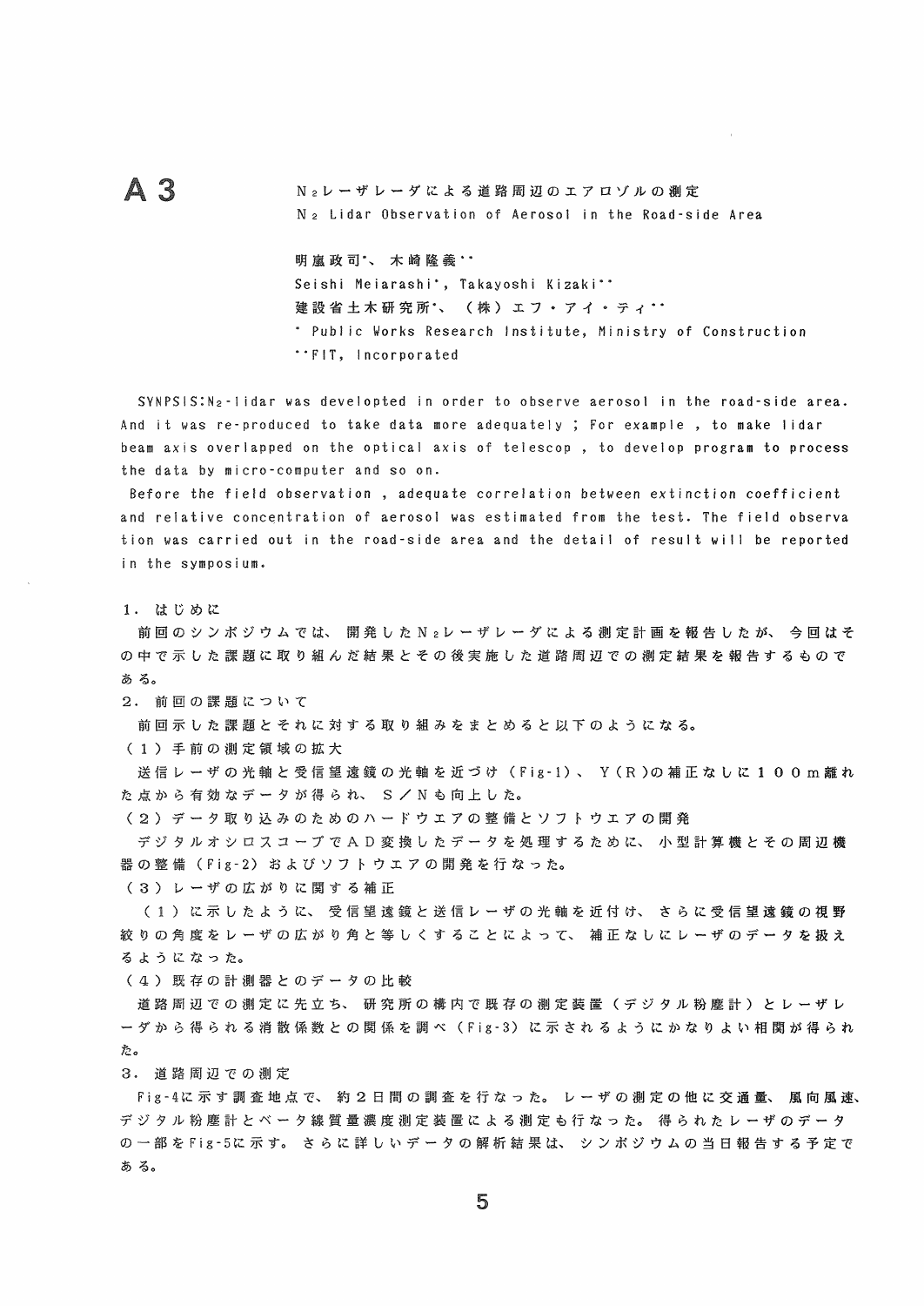# A3

## $N_2$レーザレーダによる道路周辺のエアロゾルの測定

## $N_2$ Lidar Observation of Aerosol in the Road-side Area

明嵐政司*、木崎隆義**

Seishi Meiarashi*, Takayoshi Kizaki**

建設省土木研究所*、（株）エフ・アイ・ティ**

\* Public Works Research Institute, Ministry of Construction

\*\*FIT, Incorporated

SYNPSIS:$N_2$-lidar was developelted in order to observe aerosol in the road-side area. And it was re-produced to take data more adequately ; For example , to make lidar beam axis overlapped on the optical axis of telescop , to develop program to process the data by micro-computer and so on.

Before the field observation , adequate correlation between extinction coefficient and relative concentration of aerosol was estimated from the test. The field observation was carried out in the road-side area and the detail of result will be reported in the symposium.

### 1. はじめに

前回のシンポジウムでは、開発した$N_2$レーザレーダによる測定計画を報告したが、今回はその中で示した課題に取り組んだ結果とその後実施した道路周辺での測定結果を報告するものである。

### 2. 前回の課題について

前回示した課題とそれに対する取り組みをまとめると以下のようになる。

（1）手前の測定領域の拡大

送信レーザの光軸と受信望遠鏡の光軸を近づけ（Fig-1）、Y(R)の補正なしに100m離れた点から有効なデータが得られ、S／Nも向上した。

（2）データ取り込みのためのハードウエアの整備とソフトウエアの開発

デジタルオシロスコープでAD変換したデータを処理するために、小型計算機とその周辺機器の整備（Fig-2）およびソフトウエアの開発を行なった。

（3）レーザの広がりに関する補正

（1）に示したように、受信望遠鏡と送信レーザの光軸を近付け、さらに受信望遠鏡の視野絞りの角度をレーザの広がり角と等しくすることによって、補正なしにレーザのデータを扱えるようになった。

（4）既存の計測器とのデータの比較

道路周辺での測定に先立ち、研究所の構内で既存の測定装置（デジタル粉塵計）とレーザレーダから得られる消散係数との関係を調べ（Fig-3）に示されるようにかなりよい相関が得られた。

### 3. 道路周辺での測定

Fig-4に示す調査地点で、約2日間の調査を行なった。レーザの測定の他に交通量、風向風速、デジタル粉塵計とベータ線質量濃度測定装置による測定も行なった。得られたレーザのデータの一部をFig-5に示す。さらに詳しいデータの解析結果は、シンポジウムの当日報告する予定である。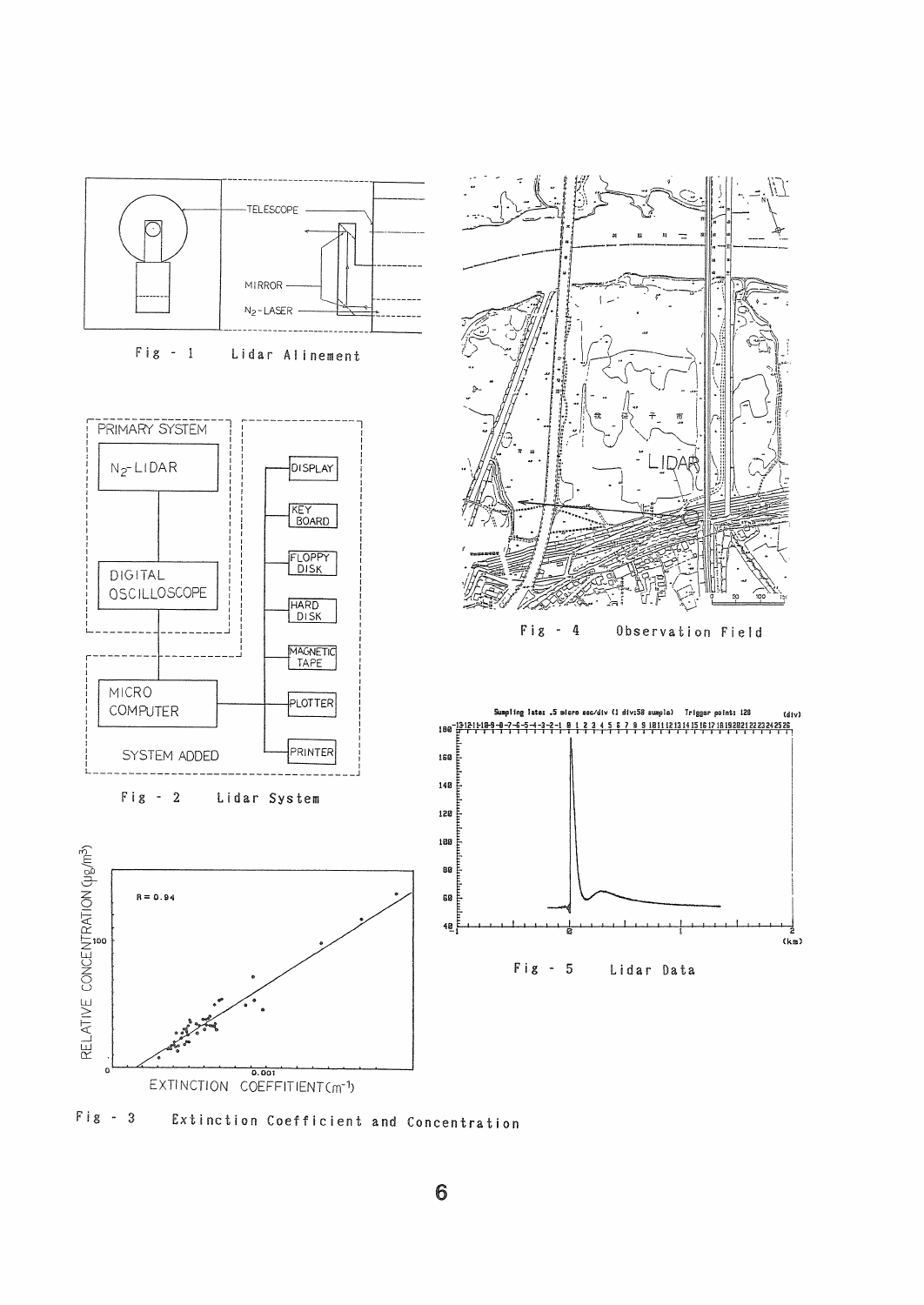TELESCOPE

MIRROR

$N_2$-LASER

Fig - 1 Lidar Alinement

PRIMARY SYSTEM

$N_2$-LIDAR

DIGITAL OSCILLOSCOPE

MICRO COMPUTER

SYSTEM ADDED

DISPLAY

KEY BOARD

FLOPPY DISK

HARD DISK

MAGNETIC TAPE

PLOTTER

PRINTER

Fig - 2 Lidar System

R = 0.94

RELATIVE CONCENTRATION ($\mu g/m^3$)

100

0

0.001

EXTINCTION COEFFITIENT($m^{-1}$)

Fig - 3 Extinction Coefficient and Concentration

LIDAR

Fig - 4 Observation Field

Sampling late: .5 micro sec/div (1 div:50 sample) Trigger point: 120 (div)

180

160

140

120

100

80

60

40

-1

0

1

2

(km)

Fig - 5 Lidar Data